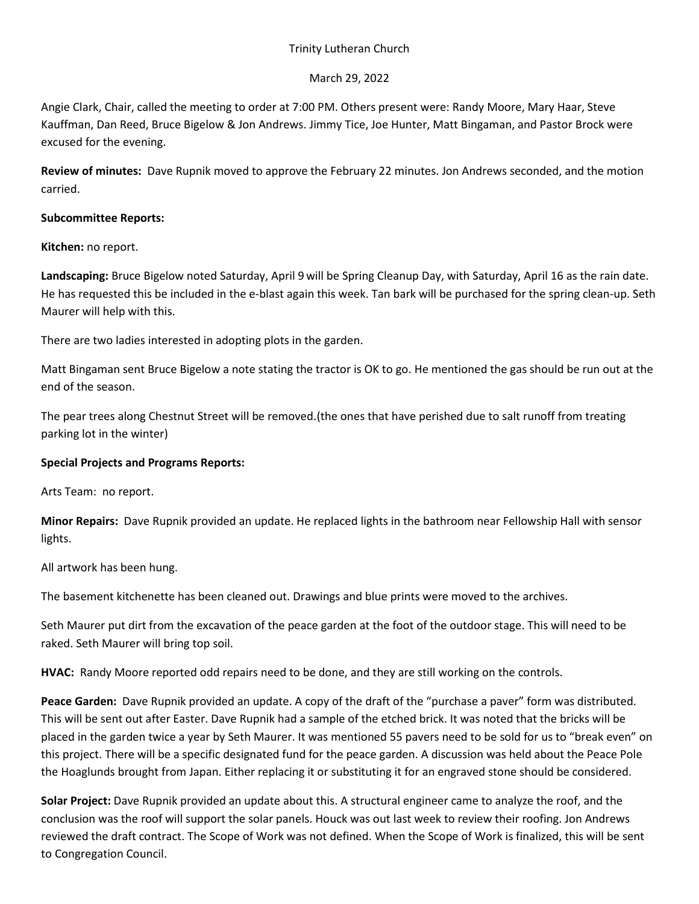Trinity Lutheran Church

March 29, 2022

Angie Clark, Chair, called the meeting to order at 7:00 PM. Others present were: Randy Moore, Mary Haar, Steve Kauffman, Dan Reed, Bruce Bigelow & Jon Andrews. Jimmy Tice, Joe Hunter, Matt Bingaman, and Pastor Brock were excused for the evening.

**Review of minutes:** Dave Rupnik moved to approve the February 22 minutes. Jon Andrews seconded, and the motion carried.

**Subcommittee Reports:**

**Kitchen:** no report.

**Landscaping:** Bruce Bigelow noted Saturday, April 9 will be Spring Cleanup Day, with Saturday, April 16 as the rain date. He has requested this be included in the e-blast again this week. Tan bark will be purchased for the spring clean-up. Seth Maurer will help with this.

There are two ladies interested in adopting plots in the garden.

Matt Bingaman sent Bruce Bigelow a note stating the tractor is OK to go. He mentioned the gas should be run out at the end of the season.

The pear trees along Chestnut Street will be removed.(the ones that have perished due to salt runoff from treating parking lot in the winter)

**Special Projects and Programs Reports:**

Arts Team: no report.

**Minor Repairs:** Dave Rupnik provided an update. He replaced lights in the bathroom near Fellowship Hall with sensor lights.

All artwork has been hung.

The basement kitchenette has been cleaned out. Drawings and blue prints were moved to the archives.

Seth Maurer put dirt from the excavation of the peace garden at the foot of the outdoor stage. This will need to be raked. Seth Maurer will bring top soil.

**HVAC:** Randy Moore reported odd repairs need to be done, and they are still working on the controls.

**Peace Garden:** Dave Rupnik provided an update. A copy of the draft of the "purchase a paver" form was distributed. This will be sent out after Easter. Dave Rupnik had a sample of the etched brick. It was noted that the bricks will be placed in the garden twice a year by Seth Maurer. It was mentioned 55 pavers need to be sold for us to "break even" on this project. There will be a specific designated fund for the peace garden. A discussion was held about the Peace Pole the Hoaglunds brought from Japan. Either replacing it or substituting it for an engraved stone should be considered.

**Solar Project:** Dave Rupnik provided an update about this. A structural engineer came to analyze the roof, and the conclusion was the roof will support the solar panels. Houck was out last week to review their roofing. Jon Andrews reviewed the draft contract. The Scope of Work was not defined. When the Scope of Work is finalized, this will be sent to Congregation Council.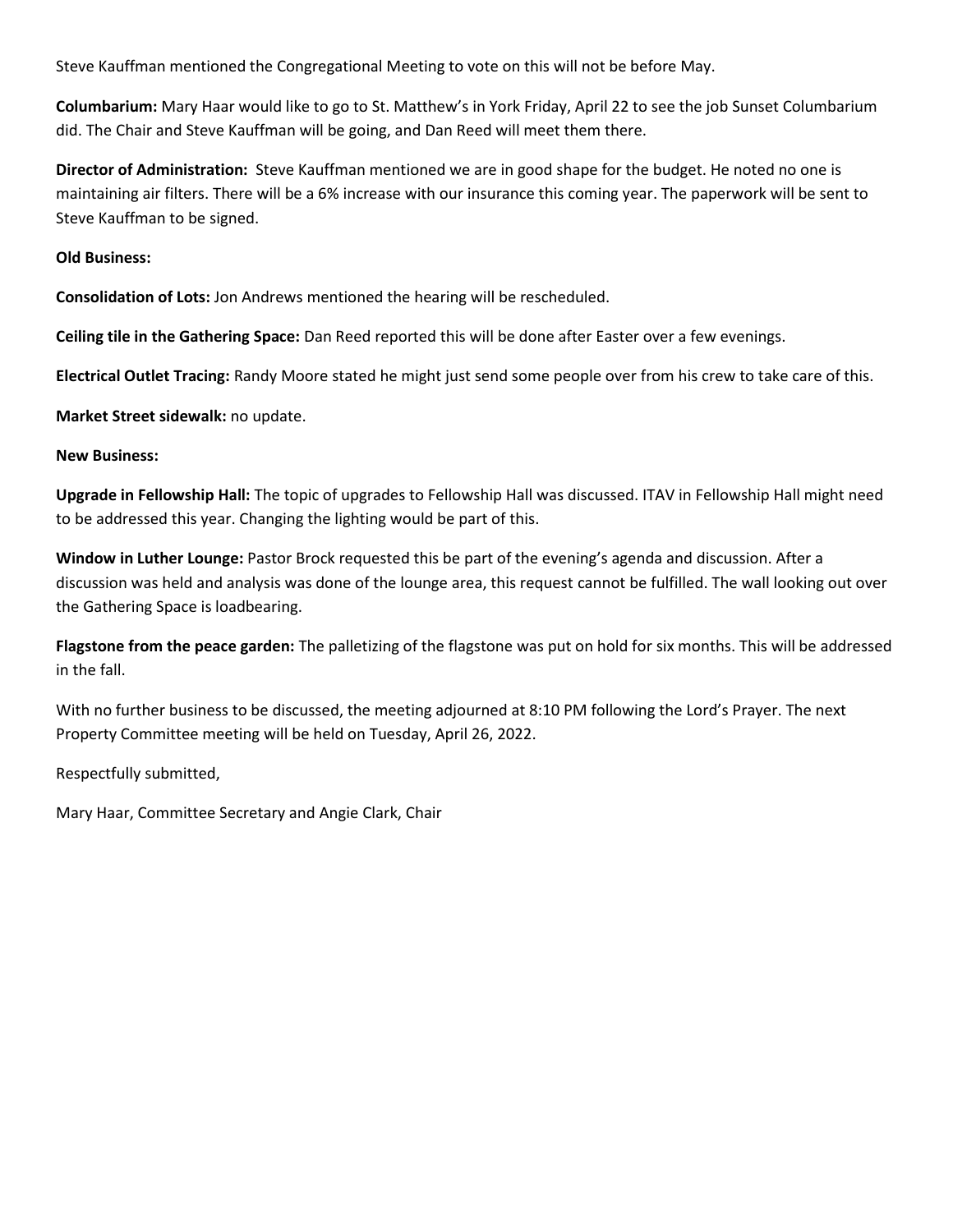Steve Kauffman mentioned the Congregational Meeting to vote on this will not be before May.

**Columbarium:** Mary Haar would like to go to St. Matthew's in York Friday, April 22 to see the job Sunset Columbarium did. The Chair and Steve Kauffman will be going, and Dan Reed will meet them there.

**Director of Administration:** Steve Kauffman mentioned we are in good shape for the budget. He noted no one is maintaining air filters. There will be a 6% increase with our insurance this coming year. The paperwork will be sent to Steve Kauffman to be signed.

**Old Business:**

**Consolidation of Lots:** Jon Andrews mentioned the hearing will be rescheduled.

**Ceiling tile in the Gathering Space:** Dan Reed reported this will be done after Easter over a few evenings.

**Electrical Outlet Tracing:** Randy Moore stated he might just send some people over from his crew to take care of this.

**Market Street sidewalk:** no update.

**New Business:**

**Upgrade in Fellowship Hall:** The topic of upgrades to Fellowship Hall was discussed. ITAV in Fellowship Hall might need to be addressed this year. Changing the lighting would be part of this.

**Window in Luther Lounge:** Pastor Brock requested this be part of the evening's agenda and discussion. After a discussion was held and analysis was done of the lounge area, this request cannot be fulfilled. The wall looking out over the Gathering Space is loadbearing.

**Flagstone from the peace garden:** The palletizing of the flagstone was put on hold for six months. This will be addressed in the fall.

With no further business to be discussed, the meeting adjourned at 8:10 PM following the Lord's Prayer. The next Property Committee meeting will be held on Tuesday, April 26, 2022.

Respectfully submitted,

Mary Haar, Committee Secretary and Angie Clark, Chair